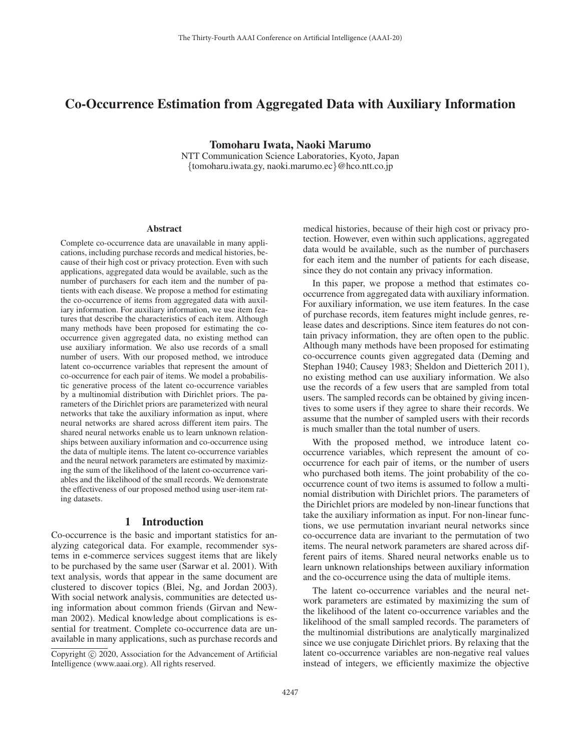# Co-Occurrence Estimation from Aggregated Data with Auxiliary Information

**Tomoharu Iwata, Naoki Marumo**
NTT Communication Science Laboratories, Kyoto, Japan
{tomoharu.iwata.gy, naoki.marumo.ec}@hco.ntt.co.jp

## Abstract

Complete co-occurrence data are unavailable in many applications, including purchase records and medical histories, because of their high cost or privacy protection. Even with such applications, aggregated data would be available, such as the number of purchasers for each item and the number of patients with each disease. We propose a method for estimating the co-occurrence of items from aggregated data with auxiliary information. For auxiliary information, we use item features that describe the characteristics of each item. Although many methods have been proposed for estimating the co-occurrence given aggregated data, no existing method can use auxiliary information. We also use records of a small number of users. With our proposed method, we introduce latent co-occurrence variables that represent the amount of co-occurrence for each pair of items. We model a probabilistic generative process of the latent co-occurrence variables by a multinomial distribution with Dirichlet priors. The parameters of the Dirichlet priors are parameterized with neural networks that take the auxiliary information as input, where neural networks are shared across different item pairs. The shared neural networks enable us to learn unknown relationships between auxiliary information and co-occurrence using the data of multiple items. The latent co-occurrence variables and the neural network parameters are estimated by maximizing the sum of the likelihood of the latent co-occurrence variables and the likelihood of the small records. We demonstrate the effectiveness of our proposed method using user-item rating datasets.

## 1 Introduction

Co-occurrence is the basic and important statistics for analyzing categorical data. For example, recommender systems in e-commerce services suggest items that are likely to be purchased by the same user (Sarwar et al. 2001). With text analysis, words that appear in the same document are clustered to discover topics (Blei, Ng, and Jordan 2003). With social network analysis, communities are detected using information about common friends (Girvan and Newman 2002). Medical knowledge about complications is essential for treatment. Complete co-occurrence data are unavailable in many applications, such as purchase records and medical histories, because of their high cost or privacy protection. However, even within such applications, aggregated data would be available, such as the number of purchasers for each item and the number of patients for each disease, since they do not contain any privacy information.

In this paper, we propose a method that estimates co-occurrence from aggregated data with auxiliary information. For auxiliary information, we use item features. In the case of purchase records, item features might include genres, release dates and descriptions. Since item features do not contain privacy information, they are often open to the public. Although many methods have been proposed for estimating co-occurrence counts given aggregated data (Deming and Stephan 1940; Causey 1983; Sheldon and Dietterich 2011), no existing method can use auxiliary information. We also use the records of a few users that are sampled from total users. The sampled records can be obtained by giving incentives to some users if they agree to share their records. We assume that the number of sampled users with their records is much smaller than the total number of users.

With the proposed method, we introduce latent co-occurrence variables, which represent the amount of co-occurrence for each pair of items, or the number of users who purchased both items. The joint probability of the co-occurrence count of two items is assumed to follow a multinomial distribution with Dirichlet priors. The parameters of the Dirichlet priors are modeled by non-linear functions that take the auxiliary information as input. For non-linear functions, we use permutation invariant neural networks since co-occurrence data are invariant to the permutation of two items. The neural network parameters are shared across different pairs of items. Shared neural networks enable us to learn unknown relationships between auxiliary information and the co-occurrence using the data of multiple items.

The latent co-occurrence variables and the neural network parameters are estimated by maximizing the sum of the likelihood of the latent co-occurrence variables and the likelihood of the small sampled records. The parameters of the multinomial distributions are analytically marginalized since we use conjugate Dirichlet priors. By relaxing that the latent co-occurrence variables are non-negative real values instead of integers, we efficiently maximize the objective

Copyright © 2020, Association for the Advancement of Artificial Intelligence (www.aaai.org). All rights reserved.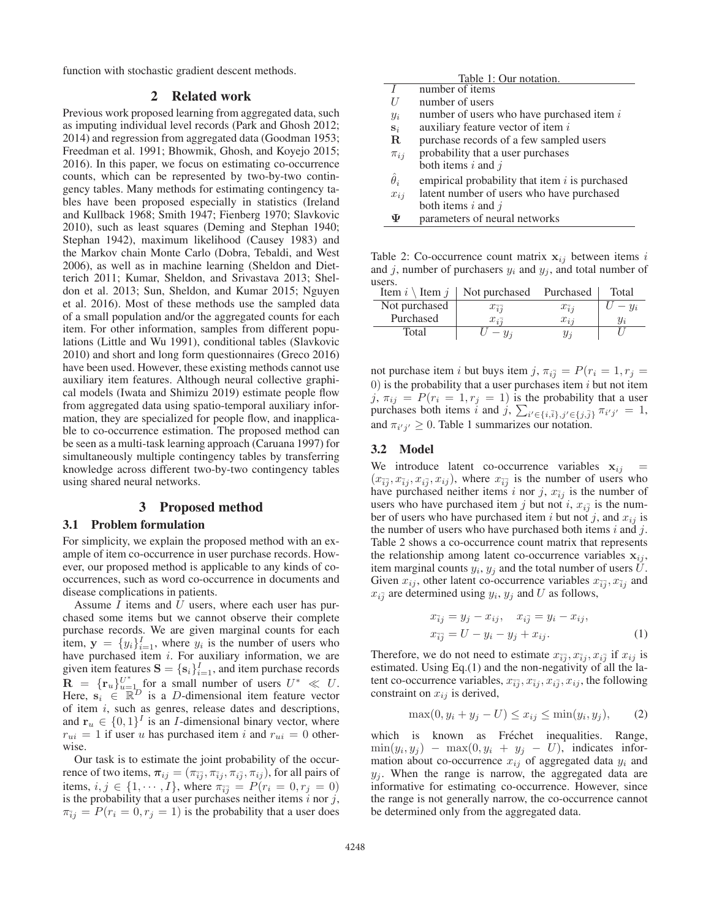function with stochastic gradient descent methods.

## 2 Related work

Previous work proposed learning from aggregated data, such as imputing individual level records (Park and Ghosh 2012; 2014) and regression from aggregated data (Goodman 1953; Freedman et al. 1991; Bhowmik, Ghosh, and Koyejo 2015; 2016). In this paper, we focus on estimating co-occurrence counts, which can be represented by two-by-two contingency tables. Many methods for estimating contingency tables have been proposed especially in statistics (Ireland and Kullback 1968; Smith 1947; Fienberg 1970; Slavkovic 2010), such as least squares (Deming and Stephan 1940; Stephan 1942), maximum likelihood (Causey 1983) and the Markov chain Monte Carlo (Dobra, Tebaldi, and West 2006), as well as in machine learning (Sheldon and Dietterich 2011; Kumar, Sheldon, and Srivastava 2013; Sheldon et al. 2013; Sun, Sheldon, and Kumar 2015; Nguyen et al. 2016). Most of these methods use the sampled data of a small population and/or the aggregated counts for each item. For other information, samples from different populations (Little and Wu 1991), conditional tables (Slavkovic 2010) and short and long form questionnaires (Greco 2016) have been used. However, these existing methods cannot use auxiliary item features. Although neural collective graphical models (Iwata and Shimizu 2019) estimate people flow from aggregated data using spatio-temporal auxiliary information, they are specialized for people flow, and inapplicable to co-occurrence estimation. The proposed method can be seen as a multi-task learning approach (Caruana 1997) for simultaneously multiple contingency tables by transferring knowledge across different two-by-two contingency tables using shared neural networks.

## 3 Proposed method

### 3.1 Problem formulation

For simplicity, we explain the proposed method with an example of item co-occurrence in user purchase records. However, our proposed method is applicable to any kinds of co-occurrences, such as word co-occurrence in documents and disease complications in patients.

Assume $I$ items and $U$ users, where each user has purchased some items but we cannot observe their complete purchase records. We are given marginal counts for each item, $\mathbf{y} = \{y_i\}_{i=1}^{I}$, where $y_i$ is the number of users who have purchased item $i$. For auxiliary information, we are given item features $\mathbf{S} = \{\mathbf{s}_i\}_{i=1}^{I}$, and item purchase records $\mathbf{R} = \{\mathbf{r}_u\}_{u=1}^{U^*}$ for a small number of users $U^* \ll U$. Here, $\mathbf{s}_i \in \mathbb{R}^D$ is a $D$-dimensional item feature vector of item $i$, such as genres, release dates and descriptions, and $\mathbf{r}_u \in \{0,1\}^I$ is an $I$-dimensional binary vector, where $r_{ui} = 1$ if user $u$ has purchased item $i$ and $r_{ui} = 0$ otherwise.

Our task is to estimate the joint probability of the occurrence of two items, $\boldsymbol{\pi}_{ij} = (\pi_{\bar{i}\bar{j}}, \pi_{\bar{i}j}, \pi_{i\bar{j}}, \pi_{ij})$, for all pairs of items, $i, j \in \{1, \cdots, I\}$, where $\pi_{\bar{i}\bar{j}} = P(r_i = 0, r_j = 0)$ is the probability that a user purchases neither items $i$ nor $j$, $\pi_{\bar{i}j} = P(r_i = 0, r_j = 1)$ is the probability that a user does not purchase item $i$ but buys item $j$, $\pi_{i\bar{j}} = P(r_i = 1, r_j = 0)$ is the probability that a user purchases item $i$ but not item $j$, $\pi_{ij} = P(r_i = 1, r_j = 1)$ is the probability that a user purchases both items $i$ and $j$, $\sum_{i' \in \{i,\bar{i}\}, j' \in \{j,\bar{j}\}} \pi_{i'j'} = 1$, and $\pi_{i'j'} \geq 0$. Table 1 summarizes our notation.

Table 1: Our notation.

| | |
|---|---|
| $I$ | number of items |
| $U$ | number of users |
| $y_i$ | number of users who have purchased item $i$ |
| $\mathbf{s}_i$ | auxiliary feature vector of item $i$ |
| $\mathbf{R}$ | purchase records of a few sampled users |
| $\pi_{ij}$ | probability that a user purchases both items $i$ and $j$ |
| $\hat{\theta}_i$ | empirical probability that item $i$ is purchased |
| $x_{ij}$ | latent number of users who have purchased both items $i$ and $j$ |
| $\boldsymbol{\Psi}$ | parameters of neural networks |

Table 2: Co-occurrence count matrix $\mathbf{x}_{ij}$ between items $i$ and $j$, number of purchasers $y_i$ and $y_j$, and total number of users.

| Item $i$ \ Item $j$ | Not purchased | Purchased | Total |
|---|---|---|---|
| Not purchased | $x_{\bar{i}\bar{j}}$ | $x_{\bar{i}j}$ | $U - y_i$ |
| Purchased | $x_{i\bar{j}}$ | $x_{ij}$ | $y_i$ |
| Total | $U - y_j$ | $y_j$ | $U$ |

### 3.2 Model

We introduce latent co-occurrence variables $\mathbf{x}_{ij} = (x_{\bar{i}\bar{j}}, x_{\bar{i}j}, x_{i\bar{j}}, x_{ij})$, where $x_{\bar{i}\bar{j}}$ is the number of users who have purchased neither items $i$ nor $j$, $x_{\bar{i}j}$ is the number of users who have purchased item $j$ but not $i$, $x_{i\bar{j}}$ is the number of users who have purchased item $i$ but not $j$, and $x_{ij}$ is the number of users who have purchased both items $i$ and $j$. Table 2 shows a co-occurrence count matrix that represents the relationship among latent co-occurrence variables $\mathbf{x}_{ij}$, item marginal counts $y_i$, $y_j$ and the total number of users $U$. Given $x_{ij}$, other latent co-occurrence variables $x_{\bar{i}\bar{j}}, x_{\bar{i}j}$ and $x_{i\bar{j}}$ are determined using $y_i$, $y_j$ and $U$ as follows,

$$
\begin{aligned}
&x_{\bar{i}j} = y_j - x_{ij}, \quad x_{i\bar{j}} = y_i - x_{ij}, \\
&x_{\bar{i}\bar{j}} = U - y_i - y_j + x_{ij}.
\end{aligned} \tag{1}
$$

Therefore, we do not need to estimate $x_{\bar{i}\bar{j}}, x_{\bar{i}j}, x_{i\bar{j}}$ if $x_{ij}$ is estimated. Using Eq.(1) and the non-negativity of all the latent co-occurrence variables, $x_{\bar{i}\bar{j}}, x_{\bar{i}j}, x_{i\bar{j}}, x_{ij}$, the following constraint on $x_{ij}$ is derived,

$$
\max(0, y_i + y_j - U) \leq x_{ij} \leq \min(y_i, y_j), \tag{2}
$$

which is known as Fréchet inequalities. Range, $\min(y_i, y_j) - \max(0, y_i + y_j - U)$, indicates information about co-occurrence $x_{ij}$ of aggregated data $y_i$ and $y_j$. When the range is narrow, the aggregated data are informative for estimating co-occurrence. However, since the range is not generally narrow, the co-occurrence cannot be determined only from the aggregated data.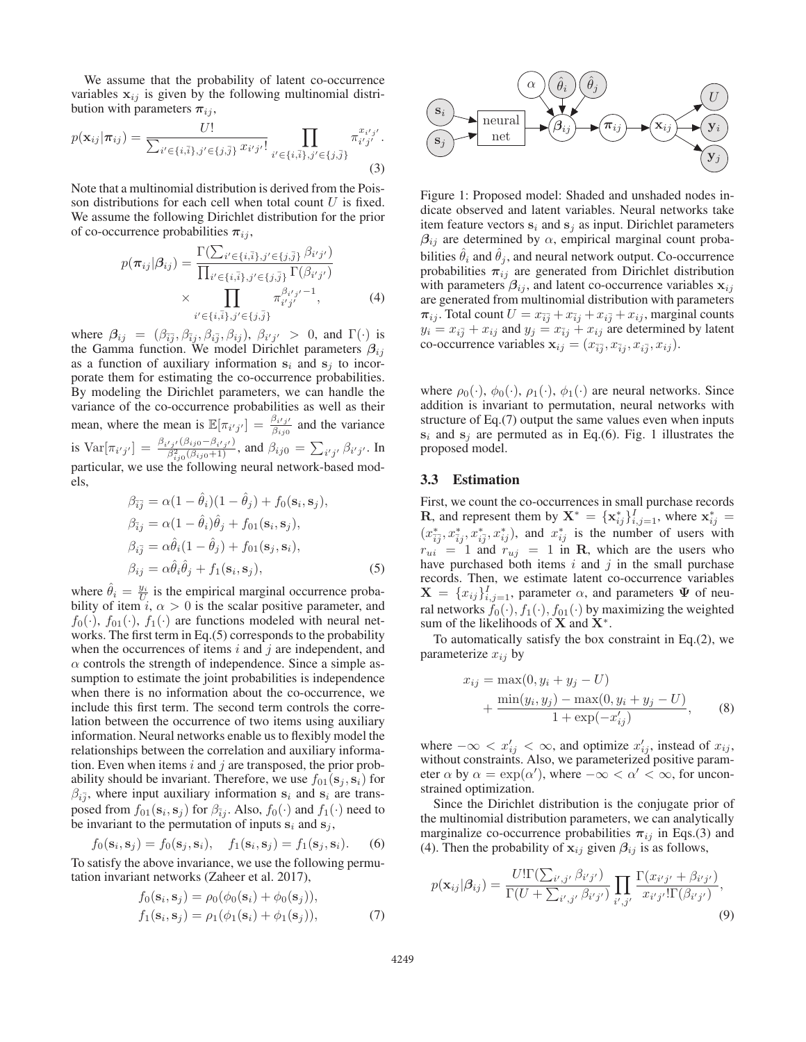We assume that the probability of latent co-occurrence variables $\mathbf{x}_{ij}$ is given by the following multinomial distribution with parameters $\boldsymbol{\pi}_{ij}$,

$$p(\mathbf{x}_{ij}|\boldsymbol{\pi}_{ij}) = \frac{U!}{\sum_{i' \in \{i,\bar{i}\}, j' \in \{j,\bar{j}\}} x_{i'j'}!} \prod_{i' \in \{i,\bar{i}\}, j' \in \{j,\bar{j}\}} \pi_{i'j'}^{x_{i'j'}}. \tag{3}$$

Note that a multinomial distribution is derived from the Poisson distributions for each cell when total count $U$ is fixed. We assume the following Dirichlet distribution for the prior of co-occurrence probabilities $\boldsymbol{\pi}_{ij}$,

$$p(\boldsymbol{\pi}_{ij}|\boldsymbol{\beta}_{ij}) = \frac{\Gamma(\sum_{i' \in \{i,\bar{i}\}, j' \in \{j,\bar{j}\}} \beta_{i'j'})}{\prod_{i' \in \{i,\bar{i}\}, j' \in \{j,\bar{j}\}} \Gamma(\beta_{i'j'})} \times \prod_{i' \in \{i,\bar{i}\}, j' \in \{j,\bar{j}\}} \pi_{i'j'}^{\beta_{i'j'}-1}, \tag{4}$$

where $\boldsymbol{\beta}_{ij} = (\beta_{\bar{i}\bar{j}}, \beta_{\bar{i}j}, \beta_{i\bar{j}}, \beta_{ij})$, $\beta_{i'j'} > 0$, and $\Gamma(\cdot)$ is the Gamma function. We model Dirichlet parameters $\boldsymbol{\beta}_{ij}$ as a function of auxiliary information $\mathbf{s}_i$ and $\mathbf{s}_j$ to incorporate them for estimating the co-occurrence probabilities. By modeling the Dirichlet parameters, we can handle the variance of the co-occurrence probabilities as well as their mean, where the mean is $\mathbb{E}[\pi_{i'j'}] = \frac{\beta_{i'j'}}{\beta_{ij0}}$ and the variance is $\mathrm{Var}[\pi_{i'j'}] = \frac{\beta_{i'j'}(\beta_{ij0}-\beta_{i'j'})}{\beta_{ij0}^2(\beta_{ij0}+1)}$, and $\beta_{ij0} = \sum_{i'j'} \beta_{i'j'}$. In particular, we use the following neural network-based models,

$$\begin{aligned}
\beta_{\bar{i}\bar{j}} &= \alpha(1-\hat{\theta}_i)(1-\hat{\theta}_j) + f_0(\mathbf{s}_i, \mathbf{s}_j), \\
\beta_{\bar{i}j} &= \alpha(1-\hat{\theta}_i)\hat{\theta}_j + f_{01}(\mathbf{s}_i, \mathbf{s}_j), \\
\beta_{i\bar{j}} &= \alpha\hat{\theta}_i(1-\hat{\theta}_j) + f_{01}(\mathbf{s}_j, \mathbf{s}_i), \\
\beta_{ij} &= \alpha\hat{\theta}_i\hat{\theta}_j + f_1(\mathbf{s}_i, \mathbf{s}_j),
\end{aligned} \tag{5}$$

where $\hat{\theta}_i = \frac{y_i}{U}$ is the empirical marginal occurrence probability of item $i$, $\alpha > 0$ is the scalar positive parameter, and $f_0(\cdot)$, $f_{01}(\cdot)$, $f_1(\cdot)$ are functions modeled with neural networks. The first term in Eq.(5) corresponds to the probability when the occurrences of items $i$ and $j$ are independent, and $\alpha$ controls the strength of independence. Since a simple assumption to estimate the joint probabilities is independence when there is no information about the co-occurrence, we include this first term. The second term controls the correlation between the occurrence of two items using auxiliary information. Neural networks enable us to flexibly model the relationships between the correlation and auxiliary information. Even when items $i$ and $j$ are transposed, the prior probability should be invariant. Therefore, we use $f_{01}(\mathbf{s}_j, \mathbf{s}_i)$ for $\beta_{i\bar{j}}$, where input auxiliary information $\mathbf{s}_i$ and $\mathbf{s}_i$ are transposed from $f_{01}(\mathbf{s}_i, \mathbf{s}_j)$ for $\beta_{\bar{i}j}$. Also, $f_0(\cdot)$ and $f_1(\cdot)$ need to be invariant to the permutation of inputs $\mathbf{s}_i$ and $\mathbf{s}_j$,

$$f_0(\mathbf{s}_i, \mathbf{s}_j) = f_0(\mathbf{s}_j, \mathbf{s}_i), \quad f_1(\mathbf{s}_i, \mathbf{s}_j) = f_1(\mathbf{s}_j, \mathbf{s}_i). \tag{6}$$

To satisfy the above invariance, we use the following permutation invariant networks (Zaheer et al. 2017),

$$\begin{aligned}
f_0(\mathbf{s}_i, \mathbf{s}_j) &= \rho_0(\phi_0(\mathbf{s}_i) + \phi_0(\mathbf{s}_j)), \\
f_1(\mathbf{s}_i, \mathbf{s}_j) &= \rho_1(\phi_1(\mathbf{s}_i) + \phi_1(\mathbf{s}_j)),
\end{aligned} \tag{7}$$

Figure 1: Proposed model: Shaded and unshaded nodes indicate observed and latent variables. Neural networks take item feature vectors $\mathbf{s}_i$ and $\mathbf{s}_j$ as input. Dirichlet parameters $\boldsymbol{\beta}_{ij}$ are determined by $\alpha$, empirical marginal count probabilities $\hat{\theta}_i$ and $\hat{\theta}_j$, and neural network output. Co-occurrence probabilities $\boldsymbol{\pi}_{ij}$ are generated from Dirichlet distribution with parameters $\boldsymbol{\beta}_{ij}$, and latent co-occurrence variables $\mathbf{x}_{ij}$ are generated from multinomial distribution with parameters $\boldsymbol{\pi}_{ij}$. Total count $U = x_{\bar{i}\bar{j}} + x_{\bar{i}j} + x_{i\bar{j}} + x_{ij}$, marginal counts $y_i = x_{i\bar{j}} + x_{ij}$ and $y_j = x_{\bar{i}j} + x_{ij}$ are determined by latent co-occurrence variables $\mathbf{x}_{ij} = (x_{\bar{i}\bar{j}}, x_{\bar{i}j}, x_{i\bar{j}}, x_{ij})$.

where $\rho_0(\cdot)$, $\phi_0(\cdot)$, $\rho_1(\cdot)$, $\phi_1(\cdot)$ are neural networks. Since addition is invariant to permutation, neural networks with structure of Eq.(7) output the same values even when inputs $\mathbf{s}_i$ and $\mathbf{s}_j$ are permuted as in Eq.(6). Fig. 1 illustrates the proposed model.

### 3.3 Estimation

First, we count the co-occurrences in small purchase records $\mathbf{R}$, and represent them by $\mathbf{X}^* = \{\mathbf{x}_{ij}^*\}_{i,j=1}^I$, where $\mathbf{x}_{ij}^* = (x_{\bar{i}\bar{j}}^*, x_{\bar{i}j}^*, x_{i\bar{j}}^*, x_{ij}^*)$, and $x_{ij}^*$ is the number of users with $r_{ui} = 1$ and $r_{uj} = 1$ in $\mathbf{R}$, which are the users who have purchased both items $i$ and $j$ in the small purchase records. Then, we estimate latent co-occurrence variables $\mathbf{X} = \{x_{ij}\}_{i,j=1}^I$, parameter $\alpha$, and parameters $\boldsymbol{\Psi}$ of neural networks $f_0(\cdot), f_1(\cdot), f_{01}(\cdot)$ by maximizing the weighted sum of the likelihoods of $\mathbf{X}$ and $\mathbf{X}^*$.

To automatically satisfy the box constraint in Eq.(2), we parameterize $x_{ij}$ by

$$x_{ij} = \max(0, y_i + y_j - U) + \frac{\min(y_i, y_j) - \max(0, y_i + y_j - U)}{1 + \exp(-x'_{ij})}, \tag{8}$$

where $-\infty < x'_{ij} < \infty$, and optimize $x'_{ij}$, instead of $x_{ij}$, without constraints. Also, we parameterized positive parameter $\alpha$ by $\alpha = \exp(\alpha')$, where $-\infty < \alpha' < \infty$, for unconstrained optimization.

Since the Dirichlet distribution is the conjugate prior of the multinomial distribution parameters, we can analytically marginalize co-occurrence probabilities $\boldsymbol{\pi}_{ij}$ in Eqs.(3) and (4). Then the probability of $\mathbf{x}_{ij}$ given $\boldsymbol{\beta}_{ij}$ is as follows,

$$p(\mathbf{x}_{ij}|\boldsymbol{\beta}_{ij}) = \frac{U!\Gamma(\sum_{i',j'} \beta_{i'j'})}{\Gamma(U + \sum_{i',j'} \beta_{i'j'})} \prod_{i',j'} \frac{\Gamma(x_{i'j'} + \beta_{i'j'})}{x_{i'j'}!\Gamma(\beta_{i'j'})}, \tag{9}$$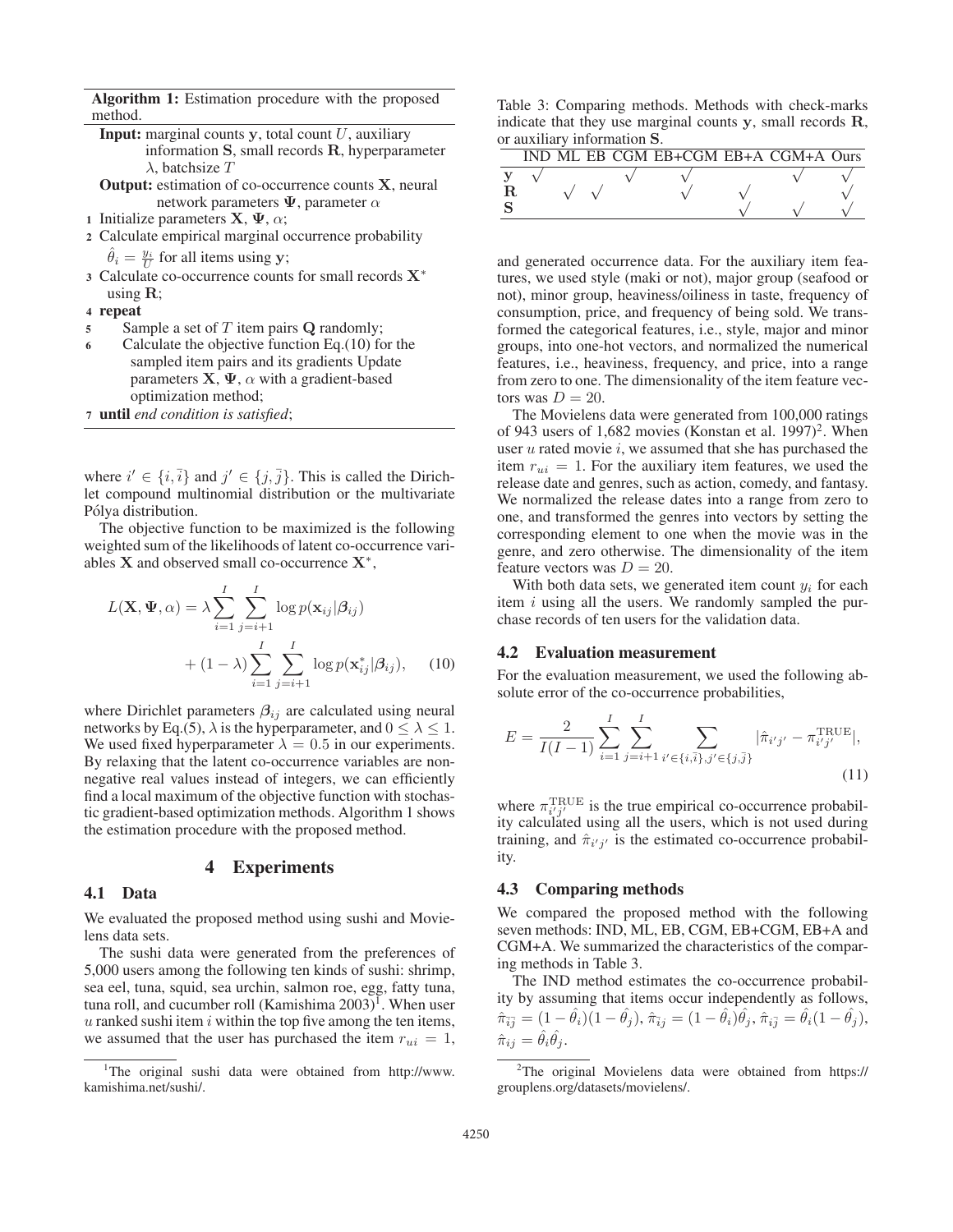**Algorithm 1:** Estimation procedure with the proposed method.

**Input:** marginal counts $\mathbf{y}$, total count $U$, auxiliary information $\mathbf{S}$, small records $\mathbf{R}$, hyperparameter $\lambda$, batchsize $T$

**Output:** estimation of co-occurrence counts $\mathbf{X}$, neural network parameters $\mathbf{\Psi}$, parameter $\alpha$

1 Initialize parameters $\mathbf{X}$, $\mathbf{\Psi}$, $\alpha$;

2 Calculate empirical marginal occurrence probability $\hat{\theta}_i = \frac{y_i}{U}$ for all items using $\mathbf{y}$;

3 Calculate co-occurrence counts for small records $\mathbf{X}^*$ using $\mathbf{R}$;

4 **repeat**

5 &nbsp;&nbsp;&nbsp;&nbsp;Sample a set of $T$ item pairs $\mathbf{Q}$ randomly;

6 &nbsp;&nbsp;&nbsp;&nbsp;Calculate the objective function Eq.(10) for the sampled item pairs and its gradients Update parameters $\mathbf{X}$, $\mathbf{\Psi}$, $\alpha$ with a gradient-based optimization method;

7 **until** *end condition is satisfied*;

where $i' \in \{i, \bar{i}\}$ and $j' \in \{j, \bar{j}\}$. This is called the Dirichlet compound multinomial distribution or the multivariate Pólya distribution.

The objective function to be maximized is the following weighted sum of the likelihoods of latent co-occurrence variables $\mathbf{X}$ and observed small co-occurrence $\mathbf{X}^*$,

$$L(\mathbf{X}, \mathbf{\Psi}, \alpha) = \lambda \sum_{i=1}^{I} \sum_{j=i+1}^{I} \log p(\mathbf{x}_{ij} | \boldsymbol{\beta}_{ij}) + (1-\lambda) \sum_{i=1}^{I} \sum_{j=i+1}^{I} \log p(\mathbf{x}^*_{ij} | \boldsymbol{\beta}_{ij}), \quad (10)$$

where Dirichlet parameters $\boldsymbol{\beta}_{ij}$ are calculated using neural networks by Eq.(5), $\lambda$ is the hyperparameter, and $0 \leq \lambda \leq 1$. We used fixed hyperparameter $\lambda = 0.5$ in our experiments. By relaxing that the latent co-occurrence variables are non-negative real values instead of integers, we can efficiently find a local maximum of the objective function with stochastic gradient-based optimization methods. Algorithm 1 shows the estimation procedure with the proposed method.

# 4 Experiments

## 4.1 Data

We evaluated the proposed method using sushi and Movielens data sets.

The sushi data were generated from the preferences of 5,000 users among the following ten kinds of sushi: shrimp, sea eel, tuna, squid, sea urchin, salmon roe, egg, fatty tuna, tuna roll, and cucumber roll (Kamishima 2003)[1]. When user $u$ ranked sushi item $i$ within the top five among the ten items, we assumed that the user has purchased the item $r_{ui} = 1$, and generated occurrence data. For the auxiliary item features, we used style (maki or not), major group (seafood or not), minor group, heaviness/oiliness in taste, frequency of consumption, price, and frequency of being sold. We transformed the categorical features, i.e., style, major and minor groups, into one-hot vectors, and normalized the numerical features, i.e., heaviness, frequency, and price, into a range from zero to one. The dimensionality of the item feature vectors was $D = 20$.

The Movielens data were generated from 100,000 ratings of 943 users of 1,682 movies (Konstan et al. 1997)[2]. When user $u$ rated movie $i$, we assumed that she has purchased the item $r_{ui} = 1$. For the auxiliary item features, we used the release date and genres, such as action, comedy, and fantasy. We normalized the release dates into a range from zero to one, and transformed the genres into vectors by setting the corresponding element to one when the movie was in the genre, and zero otherwise. The dimensionality of the item feature vectors was $D = 20$.

With both data sets, we generated item count $y_i$ for each item $i$ using all the users. We randomly sampled the purchase records of ten users for the validation data.

[1]The original sushi data were obtained from http://www.kamishima.net/sushi/.

[2]The original Movielens data were obtained from https://grouplens.org/datasets/movielens/.

Table 3: Comparing methods. Methods with check-marks indicate that they use marginal counts $\mathbf{y}$, small records $\mathbf{R}$, or auxiliary information $\mathbf{S}$.

| | IND | ML | EB | CGM | EB+CGM | EB+A | CGM+A | Ours |
|---|---|---|---|---|---|---|---|---|
| $\mathbf{y}$ | √ | | | √ | √ | | √ | √ |
| $\mathbf{R}$ | | √ | √ | | √ | √ | | √ |
| $\mathbf{S}$ | | | | | | √ | √ | √ |

## 4.2 Evaluation measurement

For the evaluation measurement, we used the following absolute error of the co-occurrence probabilities,

$$E = \frac{2}{I(I-1)} \sum_{i=1}^{I} \sum_{j=i+1}^{I} \sum_{i' \in \{i, \bar{i}\}, j' \in \{j, \bar{j}\}} |\hat{\pi}_{i'j'} - \pi^{\mathrm{TRUE}}_{i'j'}|, \quad (11)$$

where $\pi^{\mathrm{TRUE}}_{i'j'}$ is the true empirical co-occurrence probability calculated using all the users, which is not used during training, and $\hat{\pi}_{i'j'}$ is the estimated co-occurrence probability.

## 4.3 Comparing methods

We compared the proposed method with the following seven methods: IND, ML, EB, CGM, EB+CGM, EB+A and CGM+A. We summarized the characteristics of the comparing methods in Table 3.

The IND method estimates the co-occurrence probability by assuming that items occur independently as follows, $\hat{\pi}_{\bar{i}\bar{j}} = (1 - \hat{\theta}_i)(1 - \hat{\theta}_j)$, $\hat{\pi}_{\bar{i}j} = (1 - \hat{\theta}_i)\hat{\theta}_j$, $\hat{\pi}_{i\bar{j}} = \hat{\theta}_i(1 - \hat{\theta}_j)$, $\hat{\pi}_{ij} = \hat{\theta}_i \hat{\theta}_j$.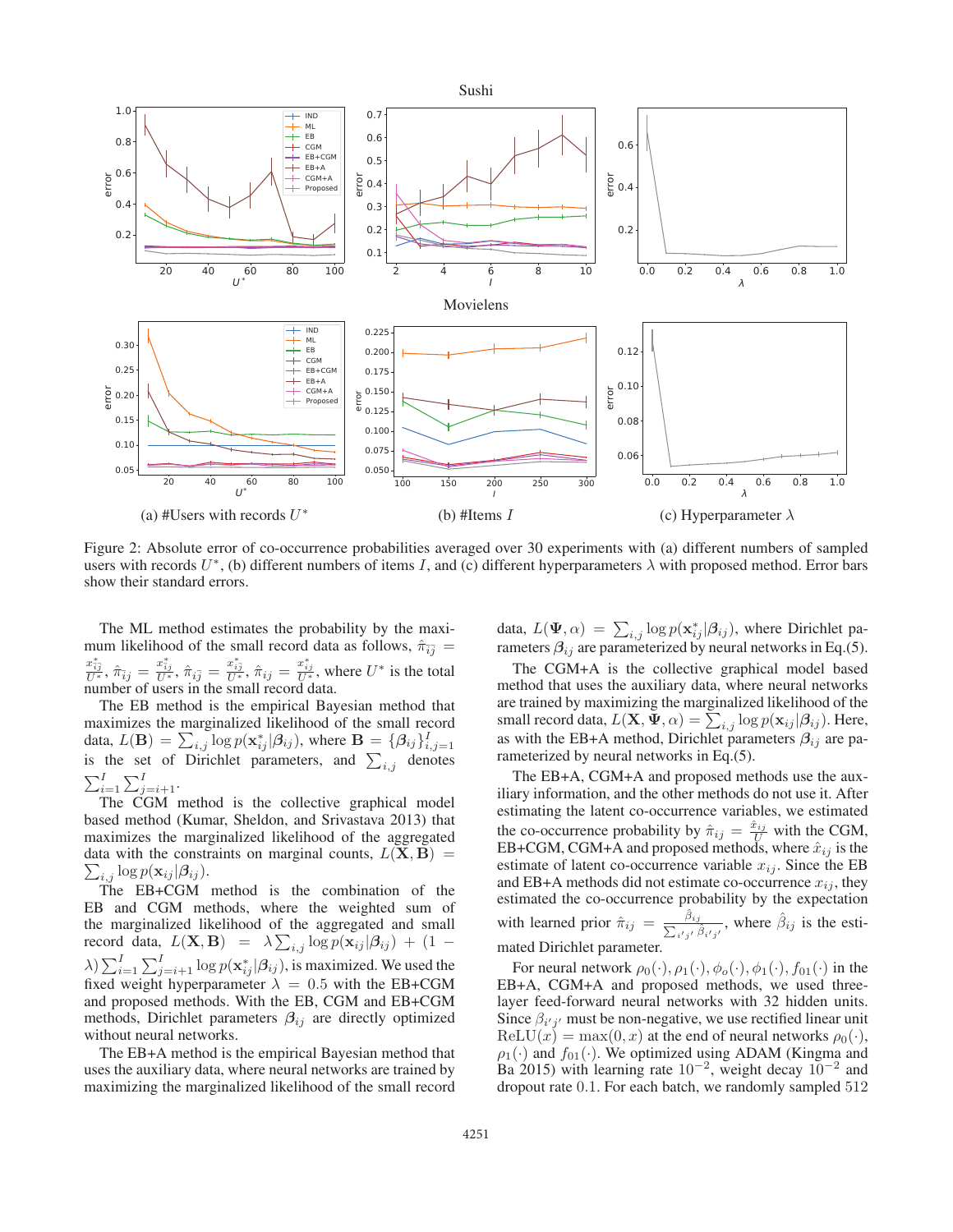Figure 2: Absolute error of co-occurrence probabilities averaged over 30 experiments with (a) different numbers of sampled users with records $U^*$, (b) different numbers of items $I$, and (c) different hyperparameters $\lambda$ with proposed method. Error bars show their standard errors.

The ML method estimates the probability by the maximum likelihood of the small record data as follows, $\hat{\pi}_{\bar{i}\bar{j}} = \frac{x^*_{\bar{i}\bar{j}}}{U^*}$, $\hat{\pi}_{i\bar{j}} = \frac{x^*_{i\bar{j}}}{U^*}$, $\hat{\pi}_{\bar{i}j} = \frac{x^*_{\bar{i}j}}{U^*}$, $\hat{\pi}_{ij} = \frac{x^*_{ij}}{U^*}$, where $U^*$ is the total number of users in the small record data.

The EB method is the empirical Bayesian method that maximizes the marginalized likelihood of the small record data, $L(\mathbf{B}) = \sum_{i,j} \log p(\mathbf{x}^*_{ij}|\boldsymbol{\beta}_{ij})$, where $\mathbf{B} = \{\boldsymbol{\beta}_{ij}\}_{i,j=1}^{I}$ is the set of Dirichlet parameters, and $\sum_{i,j}$ denotes $\sum_{i=1}^{I}\sum_{j=i+1}^{I}$.

The CGM method is the collective graphical model based method (Kumar, Sheldon, and Srivastava 2013) that maximizes the marginalized likelihood of the aggregated data with the constraints on marginal counts, $L(\mathbf{X}, \mathbf{B}) = \sum_{i,j} \log p(\mathbf{x}_{ij}|\boldsymbol{\beta}_{ij})$.

The EB+CGM method is the combination of the EB and CGM methods, where the weighted sum of the marginalized likelihood of the aggregated and small record data, $L(\mathbf{X}, \mathbf{B}) = \lambda \sum_{i,j} \log p(\mathbf{x}_{ij}|\boldsymbol{\beta}_{ij}) + (1 - \lambda)\sum_{i=1}^{I}\sum_{j=i+1}^{I} \log p(\mathbf{x}^*_{ij}|\boldsymbol{\beta}_{ij})$, is maximized. We used the fixed weight hyperparameter $\lambda = 0.5$ with the EB+CGM and proposed methods. With the EB, CGM and EB+CGM methods, Dirichlet parameters $\boldsymbol{\beta}_{ij}$ are directly optimized without neural networks.

The EB+A method is the empirical Bayesian method that uses the auxiliary data, where neural networks are trained by maximizing the marginalized likelihood of the small record data, $L(\boldsymbol{\Psi}, \alpha) = \sum_{i,j} \log p(\mathbf{x}^*_{ij}|\boldsymbol{\beta}_{ij})$, where Dirichlet parameters $\boldsymbol{\beta}_{ij}$ are parameterized by neural networks in Eq.(5).

The CGM+A is the collective graphical model based method that uses the auxiliary data, where neural networks are trained by maximizing the marginalized likelihood of the small record data, $L(\mathbf{X}, \boldsymbol{\Psi}, \alpha) = \sum_{i,j} \log p(\mathbf{x}_{ij}|\boldsymbol{\beta}_{ij})$. Here, as with the EB+A method, Dirichlet parameters $\boldsymbol{\beta}_{ij}$ are parameterized by neural networks in Eq.(5).

The EB+A, CGM+A and proposed methods use the auxiliary information, and the other methods do not use it. After estimating the latent co-occurrence variables, we estimated the co-occurrence probability by $\hat{\pi}_{ij} = \frac{\hat{x}_{ij}}{U}$ with the CGM, EB+CGM, CGM+A and proposed methods, where $\hat{x}_{ij}$ is the estimate of latent co-occurrence variable $x_{ij}$. Since the EB and EB+A methods did not estimate co-occurrence $x_{ij}$, they estimated the co-occurrence probability by the expectation with learned prior $\hat{\pi}_{ij} = \frac{\hat{\beta}_{ij}}{\sum_{i'j'} \hat{\beta}_{i'j'}}$, where $\hat{\beta}_{ij}$ is the estimated Dirichlet parameter.

For neural network $\rho_0(\cdot), \rho_1(\cdot), \phi_o(\cdot), \phi_1(\cdot), f_{01}(\cdot)$ in the EB+A, CGM+A and proposed methods, we used three-layer feed-forward neural networks with 32 hidden units. Since $\beta_{i'j'}$ must be non-negative, we use rectified linear unit $\mathrm{ReLU}(x) = \max(0, x)$ at the end of neural networks $\rho_0(\cdot)$, $\rho_1(\cdot)$ and $f_{01}(\cdot)$. We optimized using ADAM (Kingma and Ba 2015) with learning rate $10^{-2}$, weight decay $10^{-2}$ and dropout rate 0.1. For each batch, we randomly sampled 512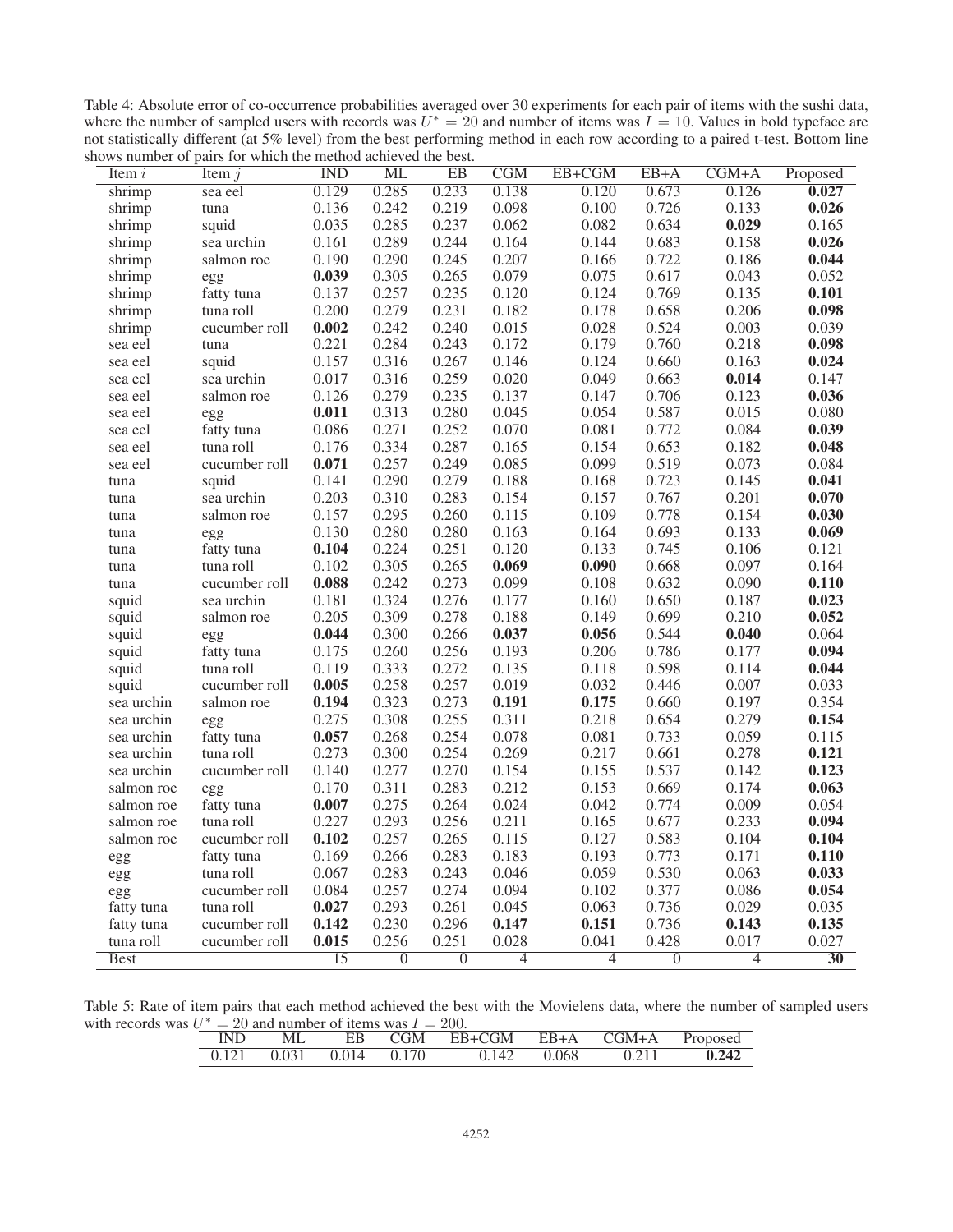Table 4: Absolute error of co-occurrence probabilities averaged over 30 experiments for each pair of items with the sushi data, where the number of sampled users with records was $U^* = 20$ and number of items was $I = 10$. Values in bold typeface are not statistically different (at 5% level) from the best performing method in each row according to a paired t-test. Bottom line shows number of pairs for which the method achieved the best.

| Item $i$ | Item $j$ | IND | ML | EB | CGM | EB+CGM | EB+A | CGM+A | Proposed |
|---|---|---|---|---|---|---|---|---|---|
| shrimp | sea eel | 0.129 | 0.285 | 0.233 | 0.138 | 0.120 | 0.673 | 0.126 | **0.027** |
| shrimp | tuna | 0.136 | 0.242 | 0.219 | 0.098 | 0.100 | 0.726 | 0.133 | **0.026** |
| shrimp | squid | 0.035 | 0.285 | 0.237 | 0.062 | 0.082 | 0.634 | **0.029** | 0.165 |
| shrimp | sea urchin | 0.161 | 0.289 | 0.244 | 0.164 | 0.144 | 0.683 | 0.158 | **0.026** |
| shrimp | salmon roe | 0.190 | 0.290 | 0.245 | 0.207 | 0.166 | 0.722 | 0.186 | **0.044** |
| shrimp | egg | **0.039** | 0.305 | 0.265 | 0.079 | 0.075 | 0.617 | 0.043 | 0.052 |
| shrimp | fatty tuna | 0.137 | 0.257 | 0.235 | 0.120 | 0.124 | 0.769 | 0.135 | **0.101** |
| shrimp | tuna roll | 0.200 | 0.279 | 0.231 | 0.182 | 0.178 | 0.658 | 0.206 | **0.098** |
| shrimp | cucumber roll | **0.002** | 0.242 | 0.240 | 0.015 | 0.028 | 0.524 | 0.003 | 0.039 |
| sea eel | tuna | 0.221 | 0.284 | 0.243 | 0.172 | 0.179 | 0.760 | 0.218 | **0.098** |
| sea eel | squid | 0.157 | 0.316 | 0.267 | 0.146 | 0.124 | 0.660 | 0.163 | **0.024** |
| sea eel | sea urchin | 0.017 | 0.316 | 0.259 | 0.020 | 0.049 | 0.663 | **0.014** | 0.147 |
| sea eel | salmon roe | 0.126 | 0.279 | 0.235 | 0.137 | 0.147 | 0.706 | 0.123 | **0.036** |
| sea eel | egg | **0.011** | 0.313 | 0.280 | 0.045 | 0.054 | 0.587 | 0.015 | 0.080 |
| sea eel | fatty tuna | 0.086 | 0.271 | 0.252 | 0.070 | 0.081 | 0.772 | 0.084 | **0.039** |
| sea eel | tuna roll | 0.176 | 0.334 | 0.287 | 0.165 | 0.154 | 0.653 | 0.182 | **0.048** |
| sea eel | cucumber roll | **0.071** | 0.257 | 0.249 | 0.085 | 0.099 | 0.519 | 0.073 | 0.084 |
| tuna | squid | 0.141 | 0.290 | 0.279 | 0.188 | 0.168 | 0.723 | 0.145 | **0.041** |
| tuna | sea urchin | 0.203 | 0.310 | 0.283 | 0.154 | 0.157 | 0.767 | 0.201 | **0.070** |
| tuna | salmon roe | 0.157 | 0.295 | 0.260 | 0.115 | 0.109 | 0.778 | 0.154 | **0.030** |
| tuna | egg | 0.130 | 0.280 | 0.280 | 0.163 | 0.164 | 0.693 | 0.133 | **0.069** |
| tuna | fatty tuna | **0.104** | 0.224 | 0.251 | 0.120 | 0.133 | 0.745 | 0.106 | 0.121 |
| tuna | tuna roll | 0.102 | 0.305 | 0.265 | **0.069** | **0.090** | 0.668 | 0.097 | 0.164 |
| tuna | cucumber roll | **0.088** | 0.242 | 0.273 | 0.099 | 0.108 | 0.632 | 0.090 | **0.110** |
| squid | sea urchin | 0.181 | 0.324 | 0.276 | 0.177 | 0.160 | 0.650 | 0.187 | **0.023** |
| squid | salmon roe | 0.205 | 0.309 | 0.278 | 0.188 | 0.149 | 0.699 | 0.210 | **0.052** |
| squid | egg | **0.044** | 0.300 | 0.266 | **0.037** | **0.056** | 0.544 | **0.040** | 0.064 |
| squid | fatty tuna | 0.175 | 0.260 | 0.256 | 0.193 | 0.206 | 0.786 | 0.177 | **0.094** |
| squid | tuna roll | 0.119 | 0.333 | 0.272 | 0.135 | 0.118 | 0.598 | 0.114 | **0.044** |
| squid | cucumber roll | **0.005** | 0.258 | 0.257 | 0.019 | 0.032 | 0.446 | 0.007 | 0.033 |
| sea urchin | salmon roe | **0.194** | 0.323 | 0.273 | **0.191** | **0.175** | 0.660 | 0.197 | 0.354 |
| sea urchin | egg | 0.275 | 0.308 | 0.255 | 0.311 | 0.218 | 0.654 | 0.279 | **0.154** |
| sea urchin | fatty tuna | **0.057** | 0.268 | 0.254 | 0.078 | 0.081 | 0.733 | 0.059 | 0.115 |
| sea urchin | tuna roll | 0.273 | 0.300 | 0.254 | 0.269 | 0.217 | 0.661 | 0.278 | **0.121** |
| sea urchin | cucumber roll | 0.140 | 0.277 | 0.270 | 0.154 | 0.155 | 0.537 | 0.142 | **0.123** |
| salmon roe | egg | 0.170 | 0.311 | 0.283 | 0.212 | 0.153 | 0.669 | 0.174 | **0.063** |
| salmon roe | fatty tuna | **0.007** | 0.275 | 0.264 | 0.024 | 0.042 | 0.774 | 0.009 | 0.054 |
| salmon roe | tuna roll | 0.227 | 0.293 | 0.256 | 0.211 | 0.165 | 0.677 | 0.233 | **0.094** |
| salmon roe | cucumber roll | **0.102** | 0.257 | 0.265 | 0.115 | 0.127 | 0.583 | 0.104 | **0.104** |
| egg | fatty tuna | 0.169 | 0.266 | 0.283 | 0.183 | 0.193 | 0.773 | 0.171 | **0.110** |
| egg | tuna roll | 0.067 | 0.283 | 0.243 | 0.046 | 0.059 | 0.530 | 0.063 | **0.033** |
| egg | cucumber roll | 0.084 | 0.257 | 0.274 | 0.094 | 0.102 | 0.377 | 0.086 | **0.054** |
| fatty tuna | tuna roll | **0.027** | 0.293 | 0.261 | 0.045 | 0.063 | 0.736 | 0.029 | 0.035 |
| fatty tuna | cucumber roll | **0.142** | 0.230 | 0.296 | **0.147** | **0.151** | 0.736 | **0.143** | **0.135** |
| tuna roll | cucumber roll | **0.015** | 0.256 | 0.251 | 0.028 | 0.041 | 0.428 | 0.017 | 0.027 |
| Best | | 15 | 0 | 0 | 4 | 4 | 0 | 4 | **30** |

Table 5: Rate of item pairs that each method achieved the best with the Movielens data, where the number of sampled users with records was $U^* = 20$ and number of items was $I = 200$.

| IND | ML | EB | CGM | EB+CGM | EB+A | CGM+A | Proposed |
|---|---|---|---|---|---|---|---|
| 0.121 | 0.031 | 0.014 | 0.170 | 0.142 | 0.068 | 0.211 | **0.242** |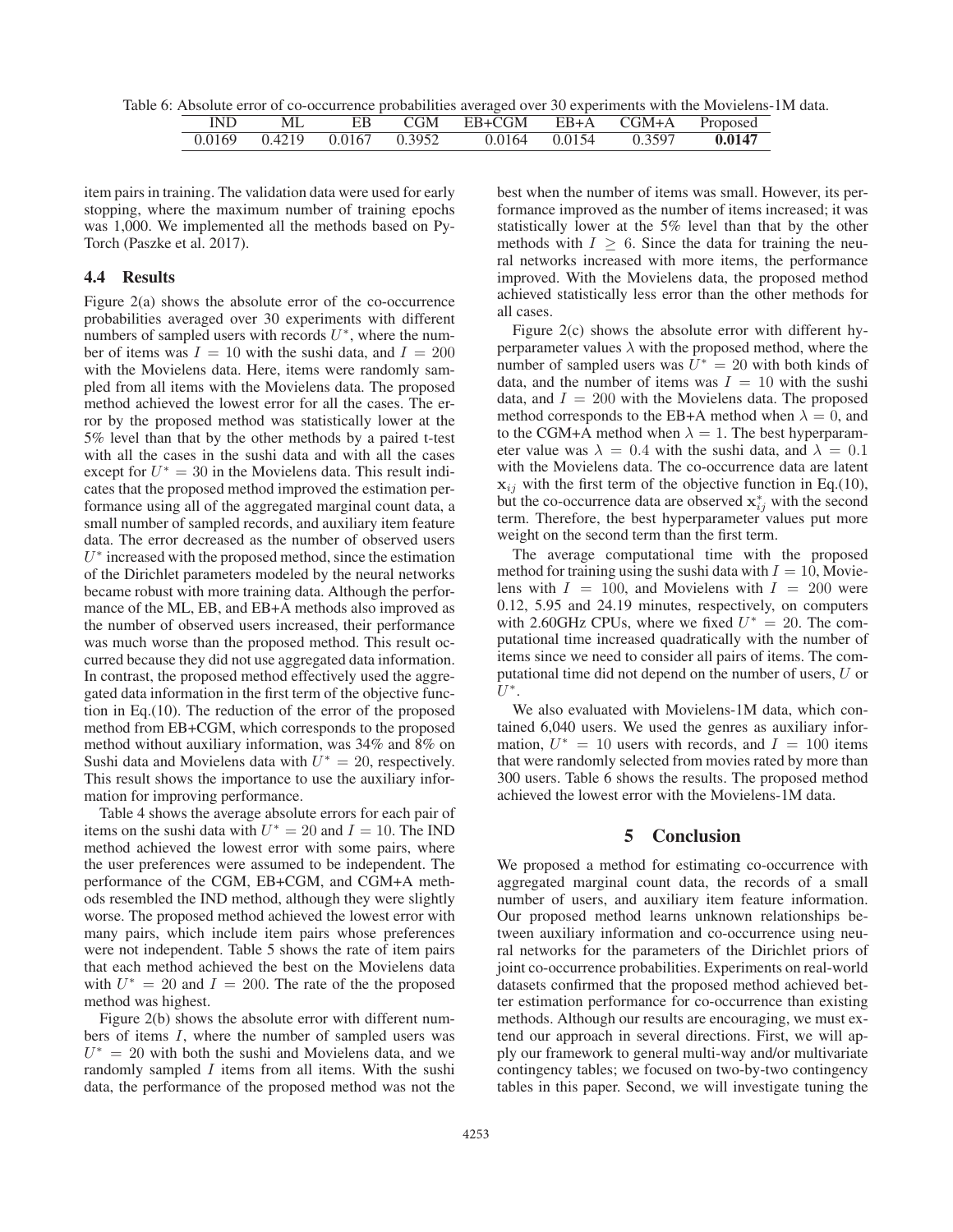Table 6: Absolute error of co-occurrence probabilities averaged over 30 experiments with the Movielens-1M data.

| IND | ML | EB | CGM | EB+CGM | EB+A | CGM+A | Proposed |
|---|---|---|---|---|---|---|---|
| 0.0169 | 0.4219 | 0.0167 | 0.3952 | 0.0164 | 0.0154 | 0.3597 | **0.0147** |

item pairs in training. The validation data were used for early stopping, where the maximum number of training epochs was 1,000. We implemented all the methods based on PyTorch (Paszke et al. 2017).

### 4.4 Results

Figure 2(a) shows the absolute error of the co-occurrence probabilities averaged over 30 experiments with different numbers of sampled users with records $U^*$, where the number of items was $I = 10$ with the sushi data, and $I = 200$ with the Movielens data. Here, items were randomly sampled from all items with the Movielens data. The proposed method achieved the lowest error for all the cases. The error by the proposed method was statistically lower at the 5% level than that by the other methods by a paired t-test with all the cases in the sushi data and with all the cases except for $U^* = 30$ in the Movielens data. This result indicates that the proposed method improved the estimation performance using all of the aggregated marginal count data, a small number of sampled records, and auxiliary item feature data. The error decreased as the number of observed users $U^*$ increased with the proposed method, since the estimation of the Dirichlet parameters modeled by the neural networks became robust with more training data. Although the performance of the ML, EB, and EB+A methods also improved as the number of observed users increased, their performance was much worse than the proposed method. This result occurred because they did not use aggregated data information. In contrast, the proposed method effectively used the aggregated data information in the first term of the objective function in Eq.(10). The reduction of the error of the proposed method from EB+CGM, which corresponds to the proposed method without auxiliary information, was 34% and 8% on Sushi data and Movielens data with $U^* = 20$, respectively. This result shows the importance to use the auxiliary information for improving performance.

Table 4 shows the average absolute errors for each pair of items on the sushi data with $U^* = 20$ and $I = 10$. The IND method achieved the lowest error with some pairs, where the user preferences were assumed to be independent. The performance of the CGM, EB+CGM, and CGM+A methods resembled the IND method, although they were slightly worse. The proposed method achieved the lowest error with many pairs, which include item pairs whose preferences were not independent. Table 5 shows the rate of item pairs that each method achieved the best on the Movielens data with $U^* = 20$ and $I = 200$. The rate of the the proposed method was highest.

Figure 2(b) shows the absolute error with different numbers of items $I$, where the number of sampled users was $U^* = 20$ with both the sushi and Movielens data, and we randomly sampled $I$ items from all items. With the sushi data, the performance of the proposed method was not the best when the number of items was small. However, its performance improved as the number of items increased; it was statistically lower at the 5% level than that by the other methods with $I \geq 6$. Since the data for training the neural networks increased with more items, the performance improved. With the Movielens data, the proposed method achieved statistically less error than the other methods for all cases.

Figure 2(c) shows the absolute error with different hyperparameter values $\lambda$ with the proposed method, where the number of sampled users was $U^* = 20$ with both kinds of data, and the number of items was $I = 10$ with the sushi data, and $I = 200$ with the Movielens data. The proposed method corresponds to the EB+A method when $\lambda = 0$, and to the CGM+A method when $\lambda = 1$. The best hyperparameter value was $\lambda = 0.4$ with the sushi data, and $\lambda = 0.1$ with the Movielens data. The co-occurrence data are latent $\mathbf{x}_{ij}$ with the first term of the objective function in Eq.(10), but the co-occurrence data are observed $\mathbf{x}^*_{ij}$ with the second term. Therefore, the best hyperparameter values put more weight on the second term than the first term.

The average computational time with the proposed method for training using the sushi data with $I = 10$, Movielens with $I = 100$, and Movielens with $I = 200$ were 0.12, 5.95 and 24.19 minutes, respectively, on computers with 2.60GHz CPUs, where we fixed $U^* = 20$. The computational time increased quadratically with the number of items since we need to consider all pairs of items. The computational time did not depend on the number of users, $U$ or $U^*$.

We also evaluated with Movielens-1M data, which contained 6,040 users. We used the genres as auxiliary information, $U^* = 10$ users with records, and $I = 100$ items that were randomly selected from movies rated by more than 300 users. Table 6 shows the results. The proposed method achieved the lowest error with the Movielens-1M data.

## 5 Conclusion

We proposed a method for estimating co-occurrence with aggregated marginal count data, the records of a small number of users, and auxiliary item feature information. Our proposed method learns unknown relationships between auxiliary information and co-occurrence using neural networks for the parameters of the Dirichlet priors of joint co-occurrence probabilities. Experiments on real-world datasets confirmed that the proposed method achieved better estimation performance for co-occurrence than existing methods. Although our results are encouraging, we must extend our approach in several directions. First, we will apply our framework to general multi-way and/or multivariate contingency tables; we focused on two-by-two contingency tables in this paper. Second, we will investigate tuning the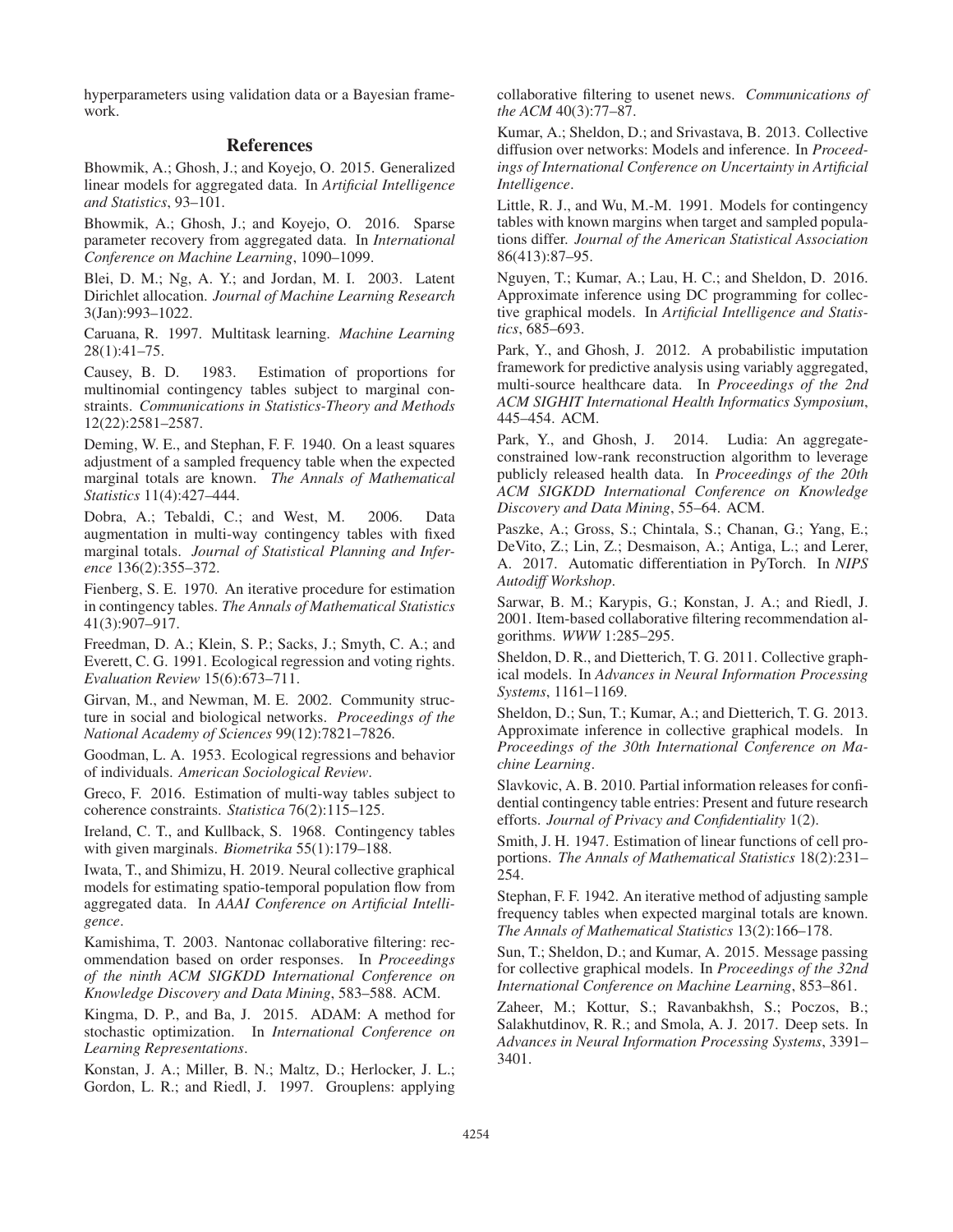hyperparameters using validation data or a Bayesian framework.

## References

Bhowmik, A.; Ghosh, J.; and Koyejo, O. 2015. Generalized linear models for aggregated data. In *Artificial Intelligence and Statistics*, 93–101.

Bhowmik, A.; Ghosh, J.; and Koyejo, O. 2016. Sparse parameter recovery from aggregated data. In *International Conference on Machine Learning*, 1090–1099.

Blei, D. M.; Ng, A. Y.; and Jordan, M. I. 2003. Latent Dirichlet allocation. *Journal of Machine Learning Research* 3(Jan):993–1022.

Caruana, R. 1997. Multitask learning. *Machine Learning* 28(1):41–75.

Causey, B. D. 1983. Estimation of proportions for multinomial contingency tables subject to marginal constraints. *Communications in Statistics-Theory and Methods* 12(22):2581–2587.

Deming, W. E., and Stephan, F. F. 1940. On a least squares adjustment of a sampled frequency table when the expected marginal totals are known. *The Annals of Mathematical Statistics* 11(4):427–444.

Dobra, A.; Tebaldi, C.; and West, M. 2006. Data augmentation in multi-way contingency tables with fixed marginal totals. *Journal of Statistical Planning and Inference* 136(2):355–372.

Fienberg, S. E. 1970. An iterative procedure for estimation in contingency tables. *The Annals of Mathematical Statistics* 41(3):907–917.

Freedman, D. A.; Klein, S. P.; Sacks, J.; Smyth, C. A.; and Everett, C. G. 1991. Ecological regression and voting rights. *Evaluation Review* 15(6):673–711.

Girvan, M., and Newman, M. E. 2002. Community structure in social and biological networks. *Proceedings of the National Academy of Sciences* 99(12):7821–7826.

Goodman, L. A. 1953. Ecological regressions and behavior of individuals. *American Sociological Review*.

Greco, F. 2016. Estimation of multi-way tables subject to coherence constraints. *Statistica* 76(2):115–125.

Ireland, C. T., and Kullback, S. 1968. Contingency tables with given marginals. *Biometrika* 55(1):179–188.

Iwata, T., and Shimizu, H. 2019. Neural collective graphical models for estimating spatio-temporal population flow from aggregated data. In *AAAI Conference on Artificial Intelligence*.

Kamishima, T. 2003. Nantonac collaborative filtering: recommendation based on order responses. In *Proceedings of the ninth ACM SIGKDD International Conference on Knowledge Discovery and Data Mining*, 583–588. ACM.

Kingma, D. P., and Ba, J. 2015. ADAM: A method for stochastic optimization. In *International Conference on Learning Representations*.

Konstan, J. A.; Miller, B. N.; Maltz, D.; Herlocker, J. L.; Gordon, L. R.; and Riedl, J. 1997. Grouplens: applying collaborative filtering to usenet news. *Communications of the ACM* 40(3):77–87.

Kumar, A.; Sheldon, D.; and Srivastava, B. 2013. Collective diffusion over networks: Models and inference. In *Proceedings of International Conference on Uncertainty in Artificial Intelligence*.

Little, R. J., and Wu, M.-M. 1991. Models for contingency tables with known margins when target and sampled populations differ. *Journal of the American Statistical Association* 86(413):87–95.

Nguyen, T.; Kumar, A.; Lau, H. C.; and Sheldon, D. 2016. Approximate inference using DC programming for collective graphical models. In *Artificial Intelligence and Statistics*, 685–693.

Park, Y., and Ghosh, J. 2012. A probabilistic imputation framework for predictive analysis using variably aggregated, multi-source healthcare data. In *Proceedings of the 2nd ACM SIGHIT International Health Informatics Symposium*, 445–454. ACM.

Park, Y., and Ghosh, J. 2014. Ludia: An aggregate-constrained low-rank reconstruction algorithm to leverage publicly released health data. In *Proceedings of the 20th ACM SIGKDD International Conference on Knowledge Discovery and Data Mining*, 55–64. ACM.

Paszke, A.; Gross, S.; Chintala, S.; Chanan, G.; Yang, E.; DeVito, Z.; Lin, Z.; Desmaison, A.; Antiga, L.; and Lerer, A. 2017. Automatic differentiation in PyTorch. In *NIPS Autodiff Workshop*.

Sarwar, B. M.; Karypis, G.; Konstan, J. A.; and Riedl, J. 2001. Item-based collaborative filtering recommendation algorithms. *WWW* 1:285–295.

Sheldon, D. R., and Dietterich, T. G. 2011. Collective graphical models. In *Advances in Neural Information Processing Systems*, 1161–1169.

Sheldon, D.; Sun, T.; Kumar, A.; and Dietterich, T. G. 2013. Approximate inference in collective graphical models. In *Proceedings of the 30th International Conference on Machine Learning*.

Slavkovic, A. B. 2010. Partial information releases for confidential contingency table entries: Present and future research efforts. *Journal of Privacy and Confidentiality* 1(2).

Smith, J. H. 1947. Estimation of linear functions of cell proportions. *The Annals of Mathematical Statistics* 18(2):231–254.

Stephan, F. F. 1942. An iterative method of adjusting sample frequency tables when expected marginal totals are known. *The Annals of Mathematical Statistics* 13(2):166–178.

Sun, T.; Sheldon, D.; and Kumar, A. 2015. Message passing for collective graphical models. In *Proceedings of the 32nd International Conference on Machine Learning*, 853–861.

Zaheer, M.; Kottur, S.; Ravanbakhsh, S.; Poczos, B.; Salakhutdinov, R. R.; and Smola, A. J. 2017. Deep sets. In *Advances in Neural Information Processing Systems*, 3391–3401.